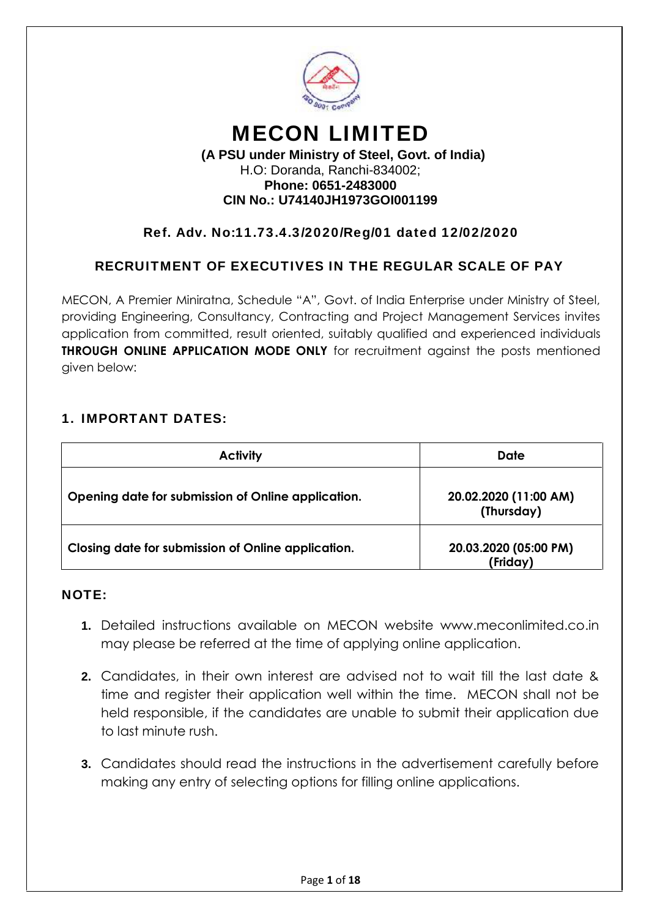# MECON LIMITED

**(A PSU under Ministry of Steel, Govt. of India)**
H.O: Doranda, Ranchi-834002;
**Phone: 0651-2483000**
**CIN No.: U74140JH1973GOI001199**

**Ref. Adv. No:11.73.4.3/2020/Reg/01 dated 12/02/2020**

## RECRUITMENT OF EXECUTIVES IN THE REGULAR SCALE OF PAY

MECON, A Premier Miniratna, Schedule "A", Govt. of India Enterprise under Ministry of Steel, providing Engineering, Consultancy, Contracting and Project Management Services invites application from committed, result oriented, suitably qualified and experienced individuals **THROUGH ONLINE APPLICATION MODE ONLY** for recruitment against the posts mentioned given below:

### 1. IMPORTANT DATES:

| Activity | Date |
|---|---|
| **Opening date for submission of Online application.** | **20.02.2020 (11:00 AM) (Thursday)** |
| **Closing date for submission of Online application.** | **20.03.2020 (05:00 PM) (Friday)** |

### NOTE:

1. Detailed instructions available on MECON website www.meconlimited.co.in may please be referred at the time of applying online application.
2. Candidates, in their own interest are advised not to wait till the last date & time and register their application well within the time. MECON shall not be held responsible, if the candidates are unable to submit their application due to last minute rush.
3. Candidates should read the instructions in the advertisement carefully before making any entry of selecting options for filling online applications.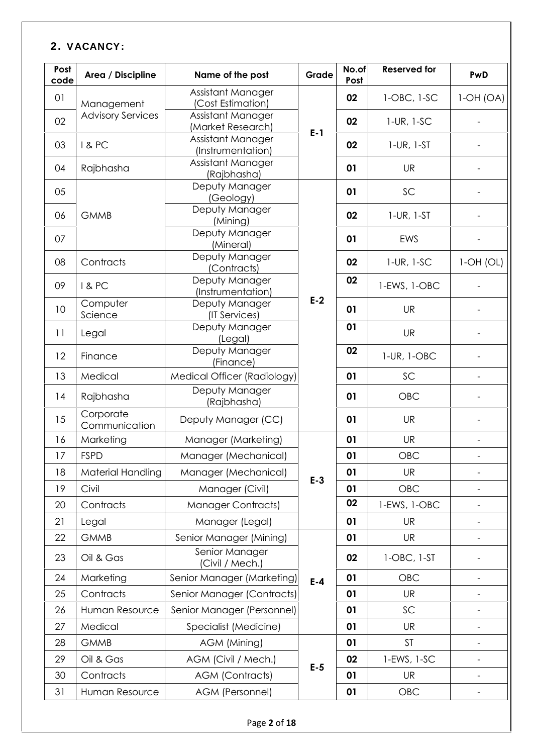## 2. VACANCY:

| Post code | Area / Discipline | Name of the post | Grade | No.of Post | Reserved for | PwD |
|---|---|---|---|---|---|---|
| 01 | Management Advisory Services | Assistant Manager (Cost Estimation) | E-1 | **02** | 1-OBC, 1-SC | 1-OH (OA) |
| 02 | | Assistant Manager (Market Research) | | **02** | 1-UR, 1-SC | - |
| 03 | I & PC | Assistant Manager (Instrumentation) | | **02** | 1-UR, 1-ST | - |
| 04 | Rajbhasha | Assistant Manager (Rajbhasha) | | **01** | UR | - |
| 05 | GMMB | Deputy Manager (Geology) | E-2 | **01** | SC | - |
| 06 | | Deputy Manager (Mining) | | **02** | 1-UR, 1-ST | - |
| 07 | | Deputy Manager (Mineral) | | **01** | EWS | - |
| 08 | Contracts | Deputy Manager (Contracts) | | **02** | 1-UR, 1-SC | 1-OH (OL) |
| 09 | I & PC | Deputy Manager (Instrumentation) | | **02** | 1-EWS, 1-OBC | - |
| 10 | Computer Science | Deputy Manager (IT Services) | | **01** | UR | - |
| 11 | Legal | Deputy Manager (Legal) | | **01** | UR | - |
| 12 | Finance | Deputy Manager (Finance) | | **02** | 1-UR, 1-OBC | - |
| 13 | Medical | Medical Officer (Radiology) | | **01** | SC | - |
| 14 | Rajbhasha | Deputy Manager (Rajbhasha) | | **01** | OBC | - |
| 15 | Corporate Communication | Deputy Manager (CC) | | **01** | UR | - |
| 16 | Marketing | Manager (Marketing) | E-3 | **01** | UR | - |
| 17 | FSPD | Manager (Mechanical) | | **01** | OBC | - |
| 18 | Material Handling | Manager (Mechanical) | | **01** | UR | - |
| 19 | Civil | Manager (Civil) | | **01** | OBC | - |
| 20 | Contracts | Manager Contracts) | | **02** | 1-EWS, 1-OBC | - |
| 21 | Legal | Manager (Legal) | | **01** | UR | - |
| 22 | GMMB | Senior Manager (Mining) | E-4 | **01** | UR | - |
| 23 | Oil & Gas | Senior Manager (Civil / Mech.) | | **02** | 1-OBC, 1-ST | - |
| 24 | Marketing | Senior Manager (Marketing) | | **01** | OBC | - |
| 25 | Contracts | Senior Manager (Contracts) | | **01** | UR | - |
| 26 | Human Resource | Senior Manager (Personnel) | | **01** | SC | - |
| 27 | Medical | Specialist (Medicine) | | **01** | UR | - |
| 28 | GMMB | AGM (Mining) | E-5 | **01** | ST | - |
| 29 | Oil & Gas | AGM (Civil / Mech.) | | **02** | 1-EWS, 1-SC | - |
| 30 | Contracts | AGM (Contracts) | | **01** | UR | - |
| 31 | Human Resource | AGM (Personnel) | | **01** | OBC | - |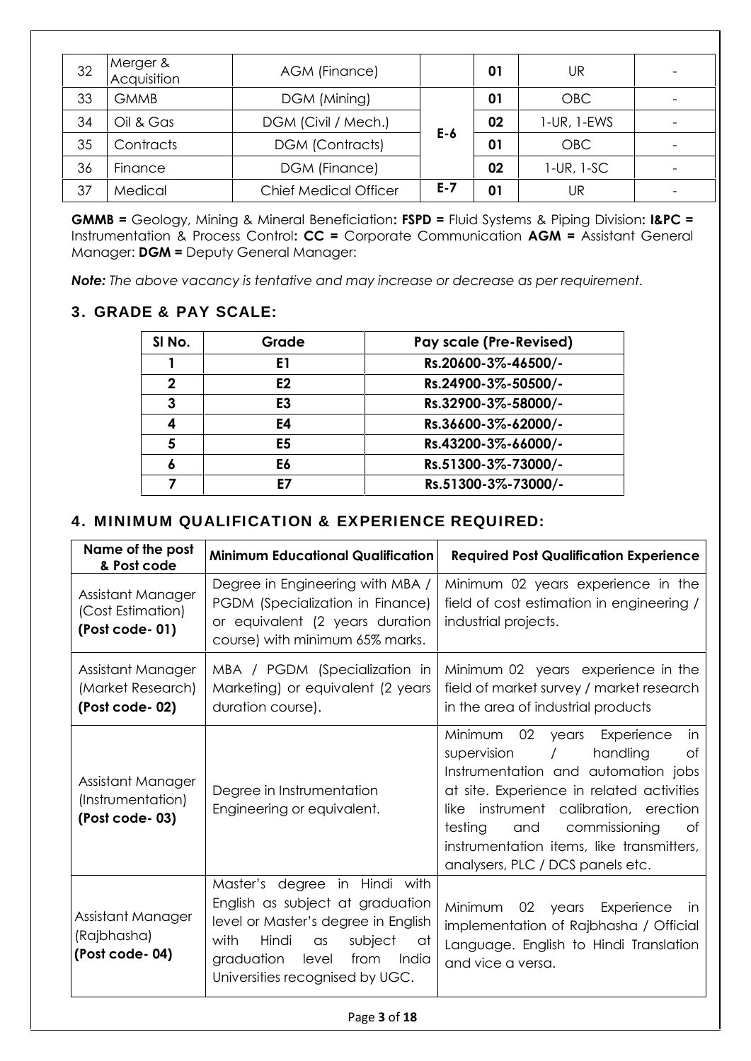| 32 | Merger & Acquisition | AGM (Finance) | | 01 | UR | - |
|---|---|---|---|---|---|---|
| 33 | GMMB | DGM (Mining) | E-6 | 01 | OBC | - |
| 34 | Oil & Gas | DGM (Civil / Mech.) | | 02 | 1-UR, 1-EWS | - |
| 35 | Contracts | DGM (Contracts) | | 01 | OBC | - |
| 36 | Finance | DGM (Finance) | | 02 | 1-UR, 1-SC | - |
| 37 | Medical | Chief Medical Officer | E-7 | 01 | UR | - |

**GMMB =** Geology, Mining & Mineral Beneficiation**: FSPD =** Fluid Systems & Piping Division**: I&PC =** Instrumentation & Process Control**: CC =** Corporate Communication **AGM =** Assistant General Manager: **DGM =** Deputy General Manager:

***Note:*** *The above vacancy is tentative and may increase or decrease as per requirement.*

## 3. GRADE & PAY SCALE:

| Sl No. | Grade | Pay scale (Pre-Revised) |
|---|---|---|
| 1 | E1 | Rs.20600-3%-46500/- |
| 2 | E2 | Rs.24900-3%-50500/- |
| 3 | E3 | Rs.32900-3%-58000/- |
| 4 | E4 | Rs.36600-3%-62000/- |
| 5 | E5 | Rs.43200-3%-66000/- |
| 6 | E6 | Rs.51300-3%-73000/- |
| 7 | E7 | Rs.51300-3%-73000/- |

## 4. MINIMUM QUALIFICATION & EXPERIENCE REQUIRED:

| Name of the post & Post code | Minimum Educational Qualification | Required Post Qualification Experience |
|---|---|---|
| Assistant Manager (Cost Estimation) **(Post code- 01)** | Degree in Engineering with MBA / PGDM (Specialization in Finance) or equivalent (2 years duration course) with minimum 65% marks. | Minimum 02 years experience in the field of cost estimation in engineering / industrial projects. |
| Assistant Manager (Market Research) **(Post code- 02)** | MBA / PGDM (Specialization in Marketing) or equivalent (2 years duration course). | Minimum 02 years experience in the field of market survey / market research in the area of industrial products |
| Assistant Manager (Instrumentation) **(Post code- 03)** | Degree in Instrumentation Engineering or equivalent. | Minimum 02 years Experience in supervision / handling of Instrumentation and automation jobs at site. Experience in related activities like instrument calibration, erection testing and commissioning of instrumentation items, like transmitters, analysers, PLC / DCS panels etc. |
| Assistant Manager (Rajbhasha) **(Post code- 04)** | Master's degree in Hindi with English as subject at graduation level or Master's degree in English with Hindi as subject at graduation level from India Universities recognised by UGC. | Minimum 02 years Experience in implementation of Rajbhasha / Official Language. English to Hindi Translation and vice a versa. |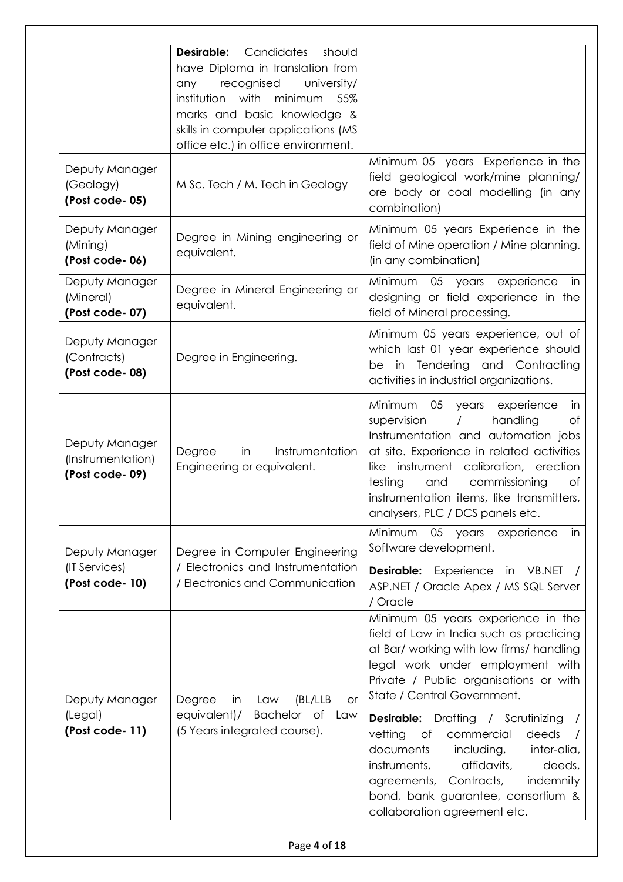| | | |
|---|---|---|
| | **Desirable:** Candidates should have Diploma in translation from any recognised university/ institution with minimum 55% marks and basic knowledge & skills in computer applications (MS office etc.) in office environment. | |
| Deputy Manager (Geology) **(Post code- 05)** | M Sc. Tech / M. Tech in Geology | Minimum 05 years Experience in the field geological work/mine planning/ ore body or coal modelling (in any combination) |
| Deputy Manager (Mining) **(Post code- 06)** | Degree in Mining engineering or equivalent. | Minimum 05 years Experience in the field of Mine operation / Mine planning. (in any combination) |
| Deputy Manager (Mineral) **(Post code- 07)** | Degree in Mineral Engineering or equivalent. | Minimum 05 years experience in designing or field experience in the field of Mineral processing. |
| Deputy Manager (Contracts) **(Post code- 08)** | Degree in Engineering. | Minimum 05 years experience, out of which last 01 year experience should be in Tendering and Contracting activities in industrial organizations. |
| Deputy Manager (Instrumentation) **(Post code- 09)** | Degree in Instrumentation Engineering or equivalent. | Minimum 05 years experience in supervision / handling of Instrumentation and automation jobs at site. Experience in related activities like instrument calibration, erection testing and commissioning of instrumentation items, like transmitters, analysers, PLC / DCS panels etc. |
| Deputy Manager (IT Services) **(Post code- 10)** | Degree in Computer Engineering / Electronics and Instrumentation / Electronics and Communication | Minimum 05 years experience in Software development.<br>**Desirable:** Experience in VB.NET / ASP.NET / Oracle Apex / MS SQL Server / Oracle |
| Deputy Manager (Legal) **(Post code- 11)** | Degree in Law (BL/LLB or equivalent)/ Bachelor of Law (5 Years integrated course). | Minimum 05 years experience in the field of Law in India such as practicing at Bar/ working with low firms/ handling legal work under employment with Private / Public organisations or with State / Central Government.<br>**Desirable:** Drafting / Scrutinizing / vetting of commercial deeds / documents including, inter-alia, instruments, affidavits, deeds, agreements, Contracts, indemnity bond, bank guarantee, consortium & collaboration agreement etc. |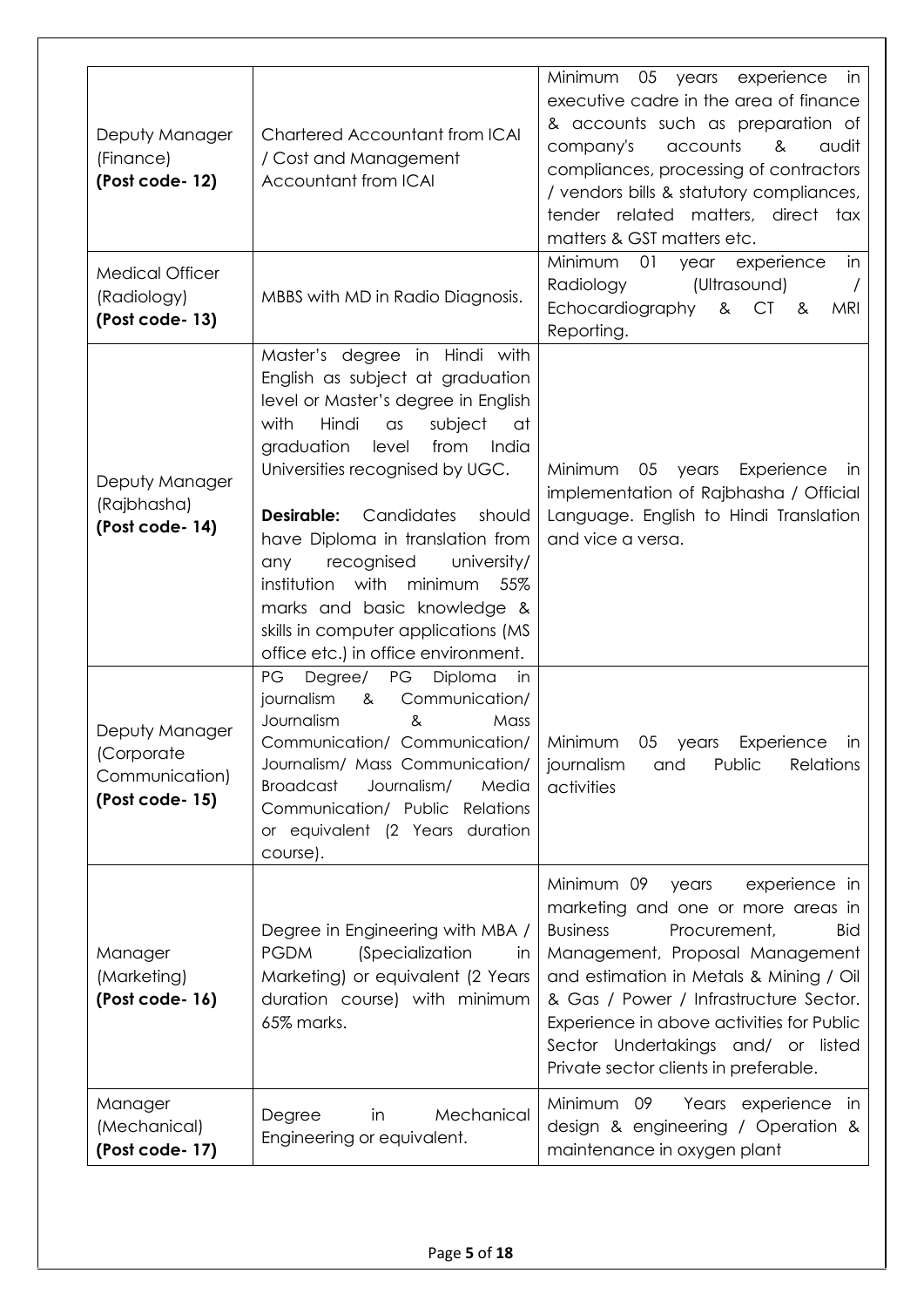| | | |
|---|---|---|
| Deputy Manager (Finance) **(Post code- 12)** | Chartered Accountant from ICAI / Cost and Management Accountant from ICAI | Minimum 05 years experience in executive cadre in the area of finance & accounts such as preparation of company's accounts & audit compliances, processing of contractors / vendors bills & statutory compliances, tender related matters, direct tax matters & GST matters etc. |
| Medical Officer (Radiology) **(Post code- 13)** | MBBS with MD in Radio Diagnosis. | Minimum 01 year experience in Radiology (Ultrasound) / Echocardiography & CT & MRI Reporting. |
| Deputy Manager (Rajbhasha) **(Post code- 14)** | Master's degree in Hindi with English as subject at graduation level or Master's degree in English with Hindi as subject at graduation level from India Universities recognised by UGC.<br><br>**Desirable:** Candidates should have Diploma in translation from any recognised university/ institution with minimum 55% marks and basic knowledge & skills in computer applications (MS office etc.) in office environment. | Minimum 05 years Experience in implementation of Rajbhasha / Official Language. English to Hindi Translation and vice a versa. |
| Deputy Manager (Corporate Communication) **(Post code- 15)** | PG Degree/ PG Diploma in journalism & Communication/ Journalism & Mass Communication/ Communication/ Journalism/ Mass Communication/ Broadcast Journalism/ Media Communication/ Public Relations or equivalent (2 Years duration course). | Minimum 05 years Experience in journalism and Public Relations activities |
| Manager (Marketing) **(Post code- 16)** | Degree in Engineering with MBA / PGDM (Specialization in Marketing) or equivalent (2 Years duration course) with minimum 65% marks. | Minimum 09 years experience in marketing and one or more areas in Business Procurement, Bid Management, Proposal Management and estimation in Metals & Mining / Oil & Gas / Power / Infrastructure Sector. Experience in above activities for Public Sector Undertakings and/ or listed Private sector clients in preferable. |
| Manager (Mechanical) **(Post code- 17)** | Degree in Mechanical Engineering or equivalent. | Minimum 09 Years experience in design & engineering / Operation & maintenance in oxygen plant |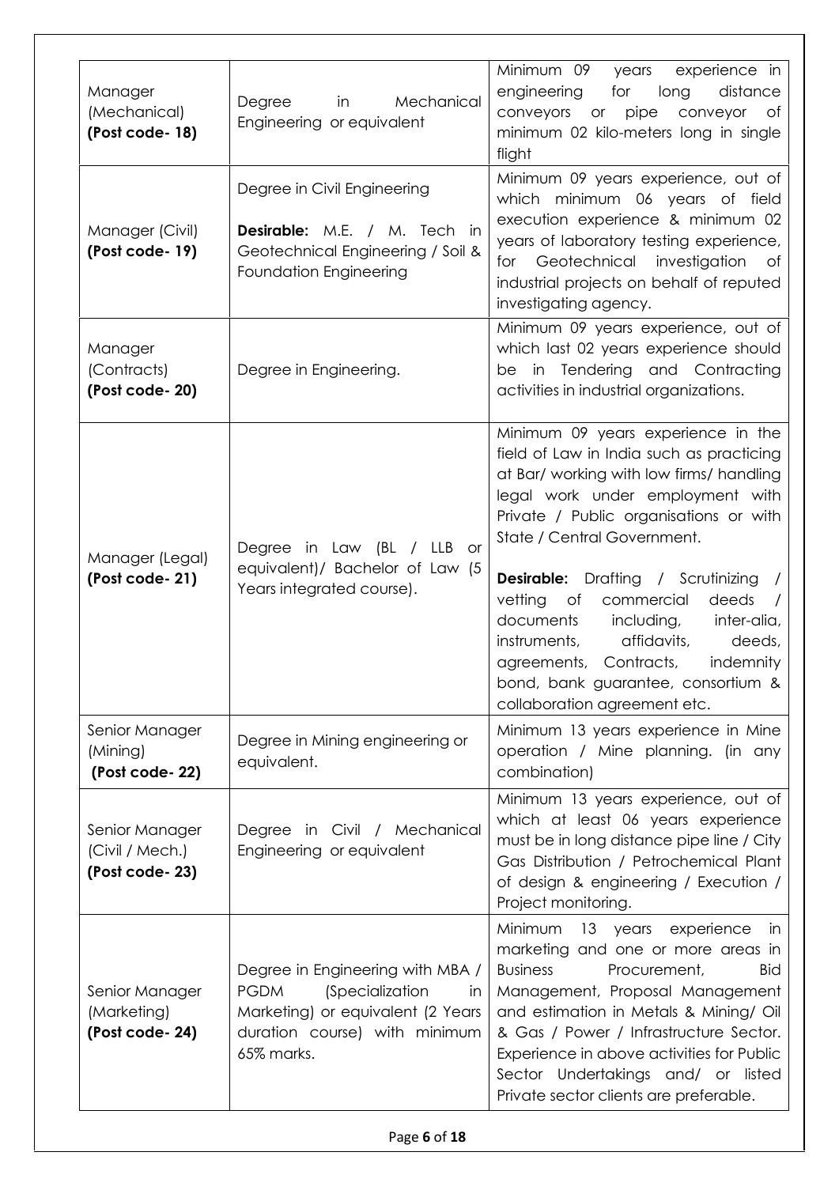| | | |
|---|---|---|
| Manager (Mechanical) **(Post code- 18)** | Degree in Mechanical Engineering or equivalent | Minimum 09 years experience in engineering for long distance conveyors or pipe conveyor of minimum 02 kilo-meters long in single flight |
| Manager (Civil) **(Post code- 19)** | Degree in Civil Engineering<br><br>**Desirable:** M.E. / M. Tech in Geotechnical Engineering / Soil & Foundation Engineering | Minimum 09 years experience, out of which minimum 06 years of field execution experience & minimum 02 years of laboratory testing experience, for Geotechnical investigation of industrial projects on behalf of reputed investigating agency. |
| Manager (Contracts) **(Post code- 20)** | Degree in Engineering. | Minimum 09 years experience, out of which last 02 years experience should be in Tendering and Contracting activities in industrial organizations. |
| Manager (Legal) **(Post code- 21)** | Degree in Law (BL / LLB or equivalent)/ Bachelor of Law (5 Years integrated course). | Minimum 09 years experience in the field of Law in India such as practicing at Bar/ working with low firms/ handling legal work under employment with Private / Public organisations or with State / Central Government.<br><br>**Desirable:** Drafting / Scrutinizing / vetting of commercial deeds / documents including, inter-alia, instruments, affidavits, deeds, agreements, Contracts, indemnity bond, bank guarantee, consortium & collaboration agreement etc. |
| Senior Manager (Mining) **(Post code- 22)** | Degree in Mining engineering or equivalent. | Minimum 13 years experience in Mine operation / Mine planning. (in any combination) |
| Senior Manager (Civil / Mech.) **(Post code- 23)** | Degree in Civil / Mechanical Engineering or equivalent | Minimum 13 years experience, out of which at least 06 years experience must be in long distance pipe line / City Gas Distribution / Petrochemical Plant of design & engineering / Execution / Project monitoring. |
| Senior Manager (Marketing) **(Post code- 24)** | Degree in Engineering with MBA / PGDM (Specialization in Marketing) or equivalent (2 Years duration course) with minimum 65% marks. | Minimum 13 years experience in marketing and one or more areas in Business Procurement, Bid Management, Proposal Management and estimation in Metals & Mining/ Oil & Gas / Power / Infrastructure Sector. Experience in above activities for Public Sector Undertakings and/ or listed Private sector clients are preferable. |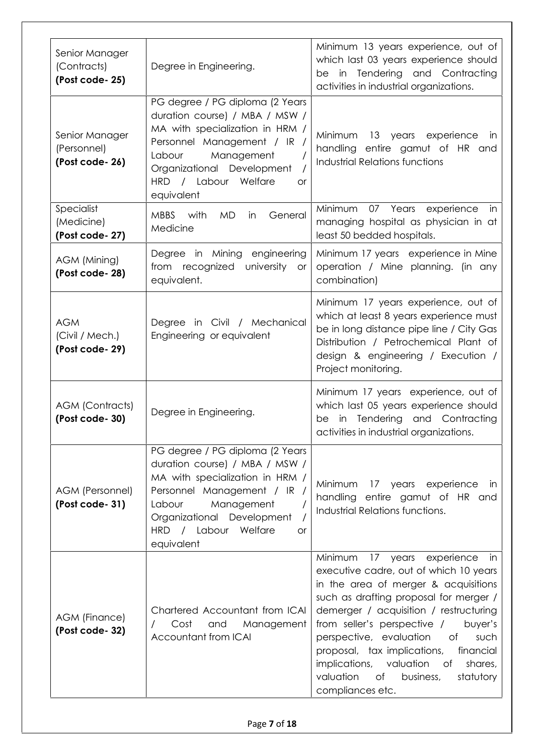| Senior Manager (Contracts) **(Post code- 25)** | Degree in Engineering. | Minimum 13 years experience, out of which last 03 years experience should be in Tendering and Contracting activities in industrial organizations. |
|---|---|---|
| Senior Manager (Personnel) **(Post code- 26)** | PG degree / PG diploma (2 Years duration course) / MBA / MSW / MA with specialization in HRM / Personnel Management / IR / Labour Management / Organizational Development / HRD / Labour Welfare or equivalent | Minimum 13 years experience in handling entire gamut of HR and Industrial Relations functions |
| Specialist (Medicine) **(Post code- 27)** | MBBS with MD in General Medicine | Minimum 07 Years experience in managing hospital as physician in at least 50 bedded hospitals. |
| AGM (Mining) **(Post code- 28)** | Degree in Mining engineering from recognized university or equivalent. | Minimum 17 years experience in Mine operation / Mine planning. (in any combination) |
| AGM (Civil / Mech.) **(Post code- 29)** | Degree in Civil / Mechanical Engineering or equivalent | Minimum 17 years experience, out of which at least 8 years experience must be in long distance pipe line / City Gas Distribution / Petrochemical Plant of design & engineering / Execution / Project monitoring. |
| AGM (Contracts) **(Post code- 30)** | Degree in Engineering. | Minimum 17 years experience, out of which last 05 years experience should be in Tendering and Contracting activities in industrial organizations. |
| AGM (Personnel) **(Post code- 31)** | PG degree / PG diploma (2 Years duration course) / MBA / MSW / MA with specialization in HRM / Personnel Management / IR / Labour Management / Organizational Development / HRD / Labour Welfare or equivalent | Minimum 17 years experience in handling entire gamut of HR and Industrial Relations functions. |
| AGM (Finance) **(Post code- 32)** | Chartered Accountant from ICAI / Cost and Management Accountant from ICAI | Minimum 17 years experience in executive cadre, out of which 10 years in the area of merger & acquisitions such as drafting proposal for merger / demerger / acquisition / restructuring from seller's perspective / buyer's perspective, evaluation of such proposal, tax implications, financial implications, valuation of shares, valuation of business, statutory compliances etc. |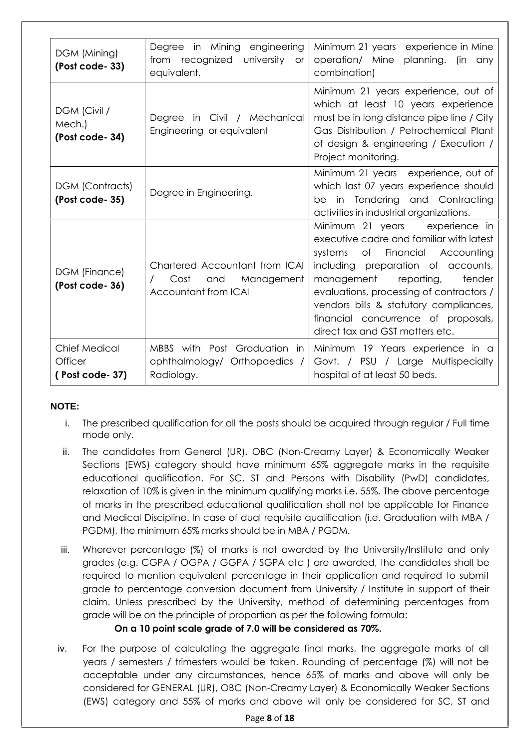| DGM (Mining) **(Post code- 33)** | Degree in Mining engineering from recognized university or equivalent. | Minimum 21 years experience in Mine operation/ Mine planning. (in any combination) |
|---|---|---|
| DGM (Civil / Mech.) **(Post code- 34)** | Degree in Civil / Mechanical Engineering or equivalent | Minimum 21 years experience, out of which at least 10 years experience must be in long distance pipe line / City Gas Distribution / Petrochemical Plant of design & engineering / Execution / Project monitoring. |
| DGM (Contracts) **(Post code- 35)** | Degree in Engineering. | Minimum 21 years experience, out of which last 07 years experience should be in Tendering and Contracting activities in industrial organizations. |
| DGM (Finance) **(Post code- 36)** | Chartered Accountant from ICAI / Cost and Management Accountant from ICAI | Minimum 21 years experience in executive cadre and familiar with latest systems of Financial Accounting including preparation of accounts, management reporting, tender evaluations, processing of contractors / vendors bills & statutory compliances, financial concurrence of proposals, direct tax and GST matters etc. |
| Chief Medical Officer **( Post code- 37)** | MBBS with Post Graduation in ophthalmology/ Orthopaedics / Radiology. | Minimum 19 Years experience in a Govt. / PSU / Large Multispecialty hospital of at least 50 beds. |

**NOTE:**

i. The prescribed qualification for all the posts should be acquired through regular / Full time mode only.

ii. The candidates from General (UR), OBC (Non-Creamy Layer) & Economically Weaker Sections (EWS) category should have minimum 65% aggregate marks in the requisite educational qualification. For SC, ST and Persons with Disability (PwD) candidates, relaxation of 10% is given in the minimum qualifying marks i.e. 55%. The above percentage of marks in the prescribed educational qualification shall not be applicable for Finance and Medical Discipline. In case of dual requisite qualification (i.e. Graduation with MBA / PGDM), the minimum 65% marks should be in MBA / PGDM.

iii. Wherever percentage (%) of marks is not awarded by the University/Institute and only grades (e.g. CGPA / OGPA / GGPA / SGPA etc ) are awarded, the candidates shall be required to mention equivalent percentage in their application and required to submit grade to percentage conversion document from University / Institute in support of their claim. Unless prescribed by the University, method of determining percentages from grade will be on the principle of proportion as per the following formula;

**On a 10 point scale grade of 7.0 will be considered as 70%.**

iv. For the purpose of calculating the aggregate final marks, the aggregate marks of all years / semesters / trimesters would be taken. Rounding of percentage (%) will not be acceptable under any circumstances, hence 65% of marks and above will only be considered for GENERAL (UR), OBC (Non-Creamy Layer) & Economically Weaker Sections (EWS) category and 55% of marks and above will only be considered for SC, ST and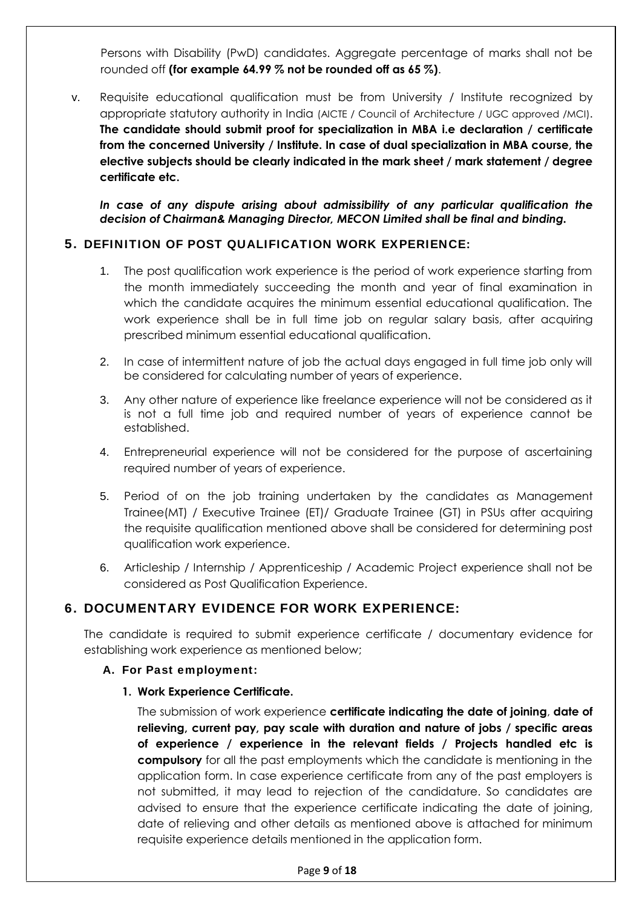Persons with Disability (PwD) candidates. Aggregate percentage of marks shall not be rounded off **(for example 64.99 % not be rounded off as 65 %)**.

v. Requisite educational qualification must be from University / Institute recognized by appropriate statutory authority in India (AICTE / Council of Architecture / UGC approved /MCI). **The candidate should submit proof for specialization in MBA i.e declaration / certificate from the concerned University / Institute. In case of dual specialization in MBA course, the elective subjects should be clearly indicated in the mark sheet / mark statement / degree certificate etc.**

***In case of any dispute arising about admissibility of any particular qualification the decision of Chairman& Managing Director, MECON Limited shall be final and binding.***

## 5. DEFINITION OF POST QUALIFICATION WORK EXPERIENCE:

1. The post qualification work experience is the period of work experience starting from the month immediately succeeding the month and year of final examination in which the candidate acquires the minimum essential educational qualification. The work experience shall be in full time job on regular salary basis, after acquiring prescribed minimum essential educational qualification.

2. In case of intermittent nature of job the actual days engaged in full time job only will be considered for calculating number of years of experience.

3. Any other nature of experience like freelance experience will not be considered as it is not a full time job and required number of years of experience cannot be established.

4. Entrepreneurial experience will not be considered for the purpose of ascertaining required number of years of experience.

5. Period of on the job training undertaken by the candidates as Management Trainee(MT) / Executive Trainee (ET)/ Graduate Trainee (GT) in PSUs after acquiring the requisite qualification mentioned above shall be considered for determining post qualification work experience.

6. Articleship / Internship / Apprenticeship / Academic Project experience shall not be considered as Post Qualification Experience.

## 6. DOCUMENTARY EVIDENCE FOR WORK EXPERIENCE:

The candidate is required to submit experience certificate / documentary evidence for establishing work experience as mentioned below;

### A. For Past employment:

#### 1. Work Experience Certificate.

The submission of work experience **certificate indicating the date of joining, date of relieving, current pay, pay scale with duration and nature of jobs / specific areas of experience / experience in the relevant fields / Projects handled etc is compulsory** for all the past employments which the candidate is mentioning in the application form. In case experience certificate from any of the past employers is not submitted, it may lead to rejection of the candidature. So candidates are advised to ensure that the experience certificate indicating the date of joining, date of relieving and other details as mentioned above is attached for minimum requisite experience details mentioned in the application form.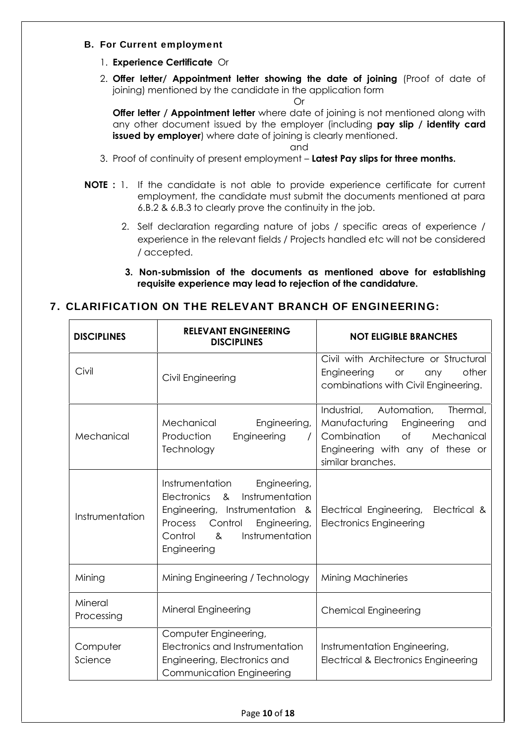### B. For Current employment

1. **Experience Certificate** Or
2. **Offer letter/ Appointment letter showing the date of joining** (Proof of date of joining) mentioned by the candidate in the application form

   Or

   **Offer letter / Appointment letter** where date of joining is not mentioned along with any other document issued by the employer (including **pay slip / identity card issued by employer**) where date of joining is clearly mentioned.

   and
3. Proof of continuity of present employment – **Latest Pay slips for three months.**

**NOTE :**

1. If the candidate is not able to provide experience certificate for current employment, the candidate must submit the documents mentioned at para 6.B.2 & 6.B.3 to clearly prove the continuity in the job.
2. Self declaration regarding nature of jobs / specific areas of experience / experience in the relevant fields / Projects handled etc will not be considered / accepted.
3. **Non-submission of the documents as mentioned above for establishing requisite experience may lead to rejection of the candidature.**

## 7. CLARIFICATION ON THE RELEVANT BRANCH OF ENGINEERING:

| DISCIPLINES | RELEVANT ENGINEERING DISCIPLINES | NOT ELIGIBLE BRANCHES |
|---|---|---|
| Civil | Civil Engineering | Civil with Architecture or Structural Engineering or any other combinations with Civil Engineering. |
| Mechanical | Mechanical Engineering, Production Engineering / Technology | Industrial, Automation, Thermal, Manufacturing Engineering and Combination of Mechanical Engineering with any of these or similar branches. |
| Instrumentation | Instrumentation Engineering, Electronics & Instrumentation Engineering, Instrumentation & Process Control Engineering, Control & Instrumentation Engineering | Electrical Engineering, Electrical & Electronics Engineering |
| Mining | Mining Engineering / Technology | Mining Machineries |
| Mineral Processing | Mineral Engineering | Chemical Engineering |
| Computer Science | Computer Engineering, Electronics and Instrumentation Engineering, Electronics and Communication Engineering | Instrumentation Engineering, Electrical & Electronics Engineering |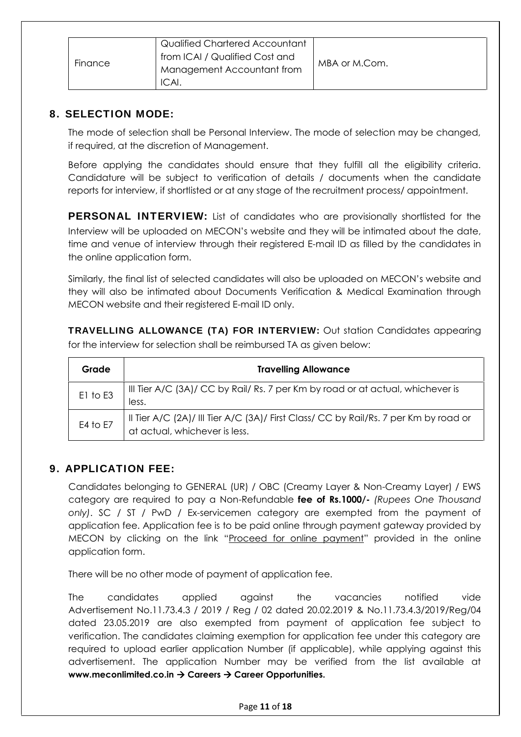| Finance | Qualified Chartered Accountant from ICAI / Qualified Cost and Management Accountant from ICAI. | MBA or M.Com. |
|---|---|---|

## 8. SELECTION MODE:

The mode of selection shall be Personal Interview. The mode of selection may be changed, if required, at the discretion of Management.

Before applying the candidates should ensure that they fulfill all the eligibility criteria. Candidature will be subject to verification of details / documents when the candidate reports for interview, if shortlisted or at any stage of the recruitment process/ appointment.

**PERSONAL INTERVIEW:** List of candidates who are provisionally shortlisted for the Interview will be uploaded on MECON's website and they will be intimated about the date, time and venue of interview through their registered E-mail ID as filled by the candidates in the online application form.

Similarly, the final list of selected candidates will also be uploaded on MECON's website and they will also be intimated about Documents Verification & Medical Examination through MECON website and their registered E-mail ID only.

**TRAVELLING ALLOWANCE (TA) FOR INTERVIEW:** Out station Candidates appearing for the interview for selection shall be reimbursed TA as given below:

| Grade | Travelling Allowance |
|---|---|
| E1 to E3 | III Tier A/C (3A)/ CC by Rail/ Rs. 7 per Km by road or at actual, whichever is less. |
| E4 to E7 | II Tier A/C (2A)/ III Tier A/C (3A)/ First Class/ CC by Rail/Rs. 7 per Km by road or at actual, whichever is less. |

## 9. APPLICATION FEE:

Candidates belonging to GENERAL (UR) / OBC (Creamy Layer & Non-Creamy Layer) / EWS category are required to pay a Non-Refundable **fee of Rs.1000/-** *(Rupees One Thousand only)*. SC / ST / PwD / Ex-servicemen category are exempted from the payment of application fee. Application fee is to be paid online through payment gateway provided by MECON by clicking on the link "Proceed for online payment" provided in the online application form.

There will be no other mode of payment of application fee.

The candidates applied against the vacancies notified vide Advertisement No.11.73.4.3 / 2019 / Reg / 02 dated 20.02.2019 & No.11.73.4.3/2019/Reg/04 dated 23.05.2019 are also exempted from payment of application fee subject to verification. The candidates claiming exemption for application fee under this category are required to upload earlier application Number (if applicable), while applying against this advertisement. The application Number may be verified from the list available at **www.meconlimited.co.in → Careers → Career Opportunities.**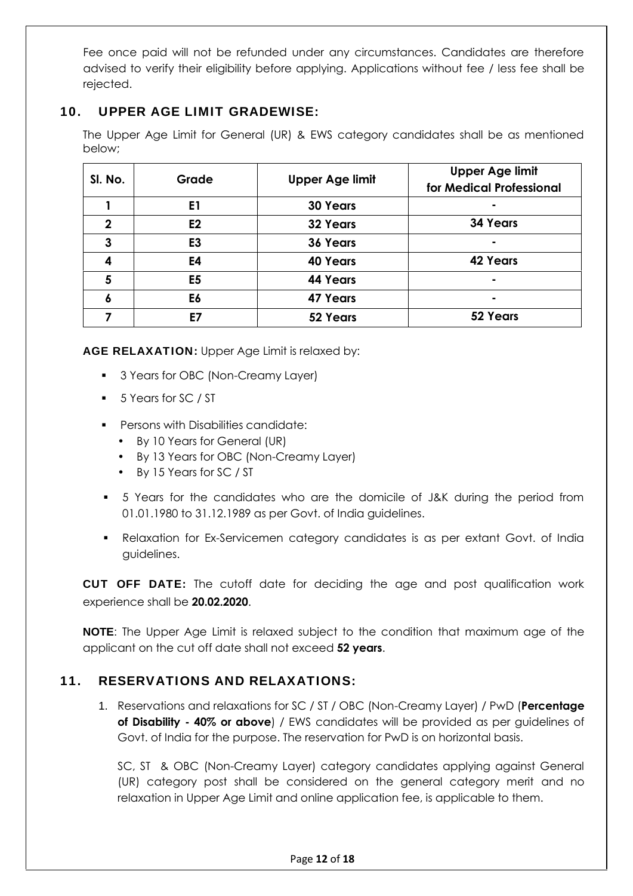Fee once paid will not be refunded under any circumstances. Candidates are therefore advised to verify their eligibility before applying. Applications without fee / less fee shall be rejected.

## 10. UPPER AGE LIMIT GRADEWISE:

The Upper Age Limit for General (UR) & EWS category candidates shall be as mentioned below;

| Sl. No. | Grade | Upper Age limit | Upper Age limit for Medical Professional |
|---|---|---|---|
| 1 | E1 | 30 Years | - |
| 2 | E2 | 32 Years | 34 Years |
| 3 | E3 | 36 Years | - |
| 4 | E4 | 40 Years | 42 Years |
| 5 | E5 | 44 Years | - |
| 6 | E6 | 47 Years | - |
| 7 | E7 | 52 Years | 52 Years |

**AGE RELAXATION:** Upper Age Limit is relaxed by:

- 3 Years for OBC (Non-Creamy Layer)
- 5 Years for SC / ST
- Persons with Disabilities candidate:
  - By 10 Years for General (UR)
  - By 13 Years for OBC (Non-Creamy Layer)
  - By 15 Years for SC / ST
- 5 Years for the candidates who are the domicile of J&K during the period from 01.01.1980 to 31.12.1989 as per Govt. of India guidelines.
- Relaxation for Ex-Servicemen category candidates is as per extant Govt. of India guidelines.

**CUT OFF DATE:** The cutoff date for deciding the age and post qualification work experience shall be **20.02.2020**.

**NOTE**: The Upper Age Limit is relaxed subject to the condition that maximum age of the applicant on the cut off date shall not exceed **52 years**.

## 11. RESERVATIONS AND RELAXATIONS:

1. Reservations and relaxations for SC / ST / OBC (Non-Creamy Layer) / PwD (**Percentage of Disability - 40% or above**) / EWS candidates will be provided as per guidelines of Govt. of India for the purpose. The reservation for PwD is on horizontal basis.

   SC, ST & OBC (Non-Creamy Layer) category candidates applying against General (UR) category post shall be considered on the general category merit and no relaxation in Upper Age Limit and online application fee, is applicable to them.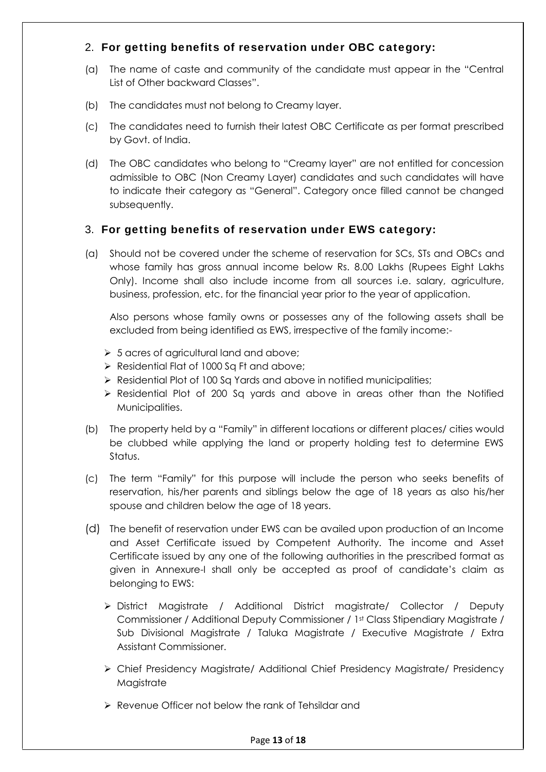## 2. **For getting benefits of reservation under OBC category:**

(a) The name of caste and community of the candidate must appear in the "Central List of Other backward Classes".

(b) The candidates must not belong to Creamy layer.

(c) The candidates need to furnish their latest OBC Certificate as per format prescribed by Govt. of India.

(d) The OBC candidates who belong to "Creamy layer" are not entitled for concession admissible to OBC (Non Creamy Layer) candidates and such candidates will have to indicate their category as "General". Category once filled cannot be changed subsequently.

## 3. **For getting benefits of reservation under EWS category:**

(a) Should not be covered under the scheme of reservation for SCs, STs and OBCs and whose family has gross annual income below Rs. 8.00 Lakhs (Rupees Eight Lakhs Only). Income shall also include income from all sources i.e. salary, agriculture, business, profession, etc. for the financial year prior to the year of application.

Also persons whose family owns or possesses any of the following assets shall be excluded from being identified as EWS, irrespective of the family income:-

- 5 acres of agricultural land and above;
- Residential Flat of 1000 Sq Ft and above;
- Residential Plot of 100 Sq Yards and above in notified municipalities;
- Residential Plot of 200 Sq yards and above in areas other than the Notified Municipalities.

(b) The property held by a "Family" in different locations or different places/ cities would be clubbed while applying the land or property holding test to determine EWS Status.

(c) The term "Family" for this purpose will include the person who seeks benefits of reservation, his/her parents and siblings below the age of 18 years as also his/her spouse and children below the age of 18 years.

(d) The benefit of reservation under EWS can be availed upon production of an Income and Asset Certificate issued by Competent Authority. The income and Asset Certificate issued by any one of the following authorities in the prescribed format as given in Annexure-I shall only be accepted as proof of candidate's claim as belonging to EWS:

- District Magistrate / Additional District magistrate/ Collector / Deputy Commissioner / Additional Deputy Commissioner / 1st Class Stipendiary Magistrate / Sub Divisional Magistrate / Taluka Magistrate / Executive Magistrate / Extra Assistant Commissioner.
- Chief Presidency Magistrate/ Additional Chief Presidency Magistrate/ Presidency Magistrate
- Revenue Officer not below the rank of Tehsildar and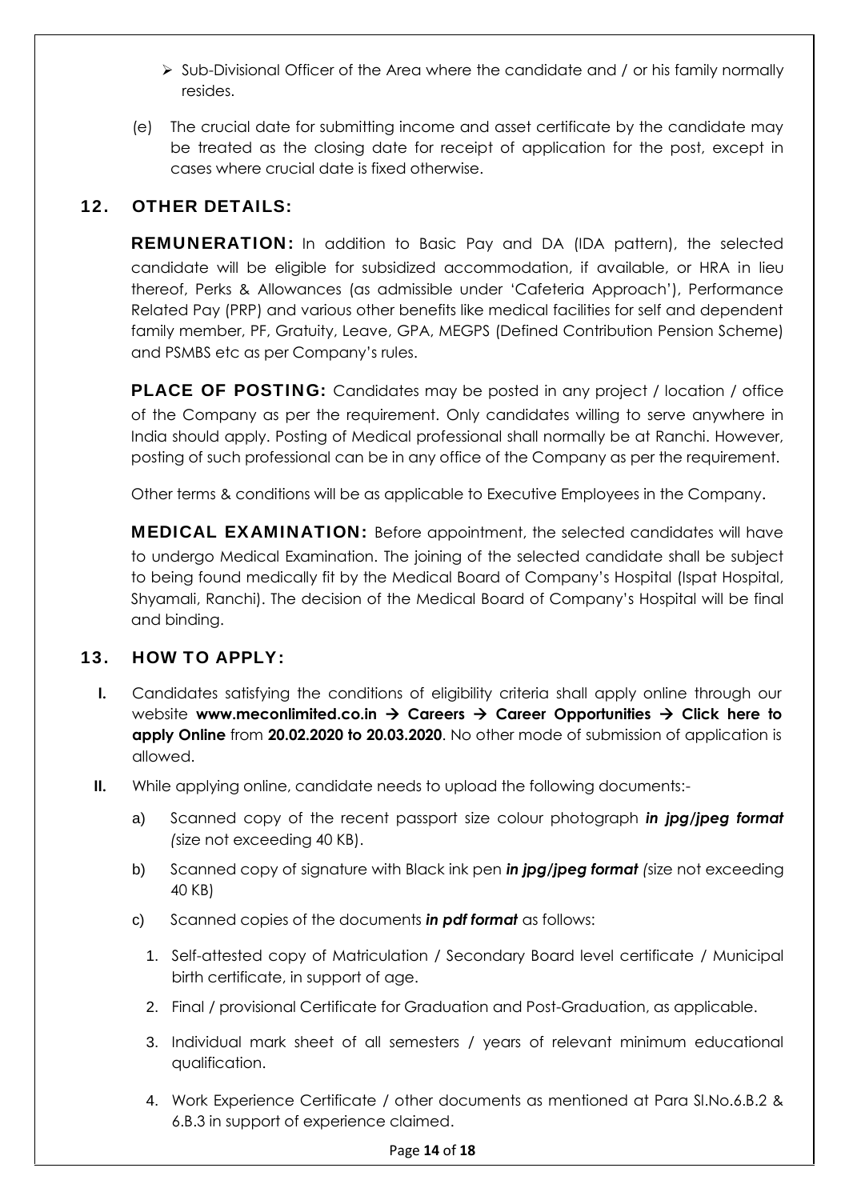- Sub-Divisional Officer of the Area where the candidate and / or his family normally resides.

(e) The crucial date for submitting income and asset certificate by the candidate may be treated as the closing date for receipt of application for the post, except in cases where crucial date is fixed otherwise.

## 12. OTHER DETAILS:

**REMUNERATION:** In addition to Basic Pay and DA (IDA pattern), the selected candidate will be eligible for subsidized accommodation, if available, or HRA in lieu thereof, Perks & Allowances (as admissible under 'Cafeteria Approach'), Performance Related Pay (PRP) and various other benefits like medical facilities for self and dependent family member, PF, Gratuity, Leave, GPA, MEGPS (Defined Contribution Pension Scheme) and PSMBS etc as per Company's rules.

**PLACE OF POSTING:** Candidates may be posted in any project / location / office of the Company as per the requirement. Only candidates willing to serve anywhere in India should apply. Posting of Medical professional shall normally be at Ranchi. However, posting of such professional can be in any office of the Company as per the requirement.

Other terms & conditions will be as applicable to Executive Employees in the Company.

**MEDICAL EXAMINATION:** Before appointment, the selected candidates will have to undergo Medical Examination. The joining of the selected candidate shall be subject to being found medically fit by the Medical Board of Company's Hospital (Ispat Hospital, Shyamali, Ranchi). The decision of the Medical Board of Company's Hospital will be final and binding.

## 13. HOW TO APPLY:

**I.** Candidates satisfying the conditions of eligibility criteria shall apply online through our website **www.meconlimited.co.in → Careers → Career Opportunities → Click here to apply Online** from **20.02.2020 to 20.03.2020**. No other mode of submission of application is allowed.

**II.** While applying online, candidate needs to upload the following documents:-

a) Scanned copy of the recent passport size colour photograph ***in jpg/jpeg format*** *(*size not exceeding 40 KB).

b) Scanned copy of signature with Black ink pen ***in jpg/jpeg format*** *(*size not exceeding 40 KB)

c) Scanned copies of the documents ***in pdf format*** as follows:

1. Self-attested copy of Matriculation / Secondary Board level certificate / Municipal birth certificate, in support of age.
2. Final / provisional Certificate for Graduation and Post-Graduation, as applicable.
3. Individual mark sheet of all semesters / years of relevant minimum educational qualification.
4. Work Experience Certificate / other documents as mentioned at Para Sl.No.6.B.2 & 6.B.3 in support of experience claimed.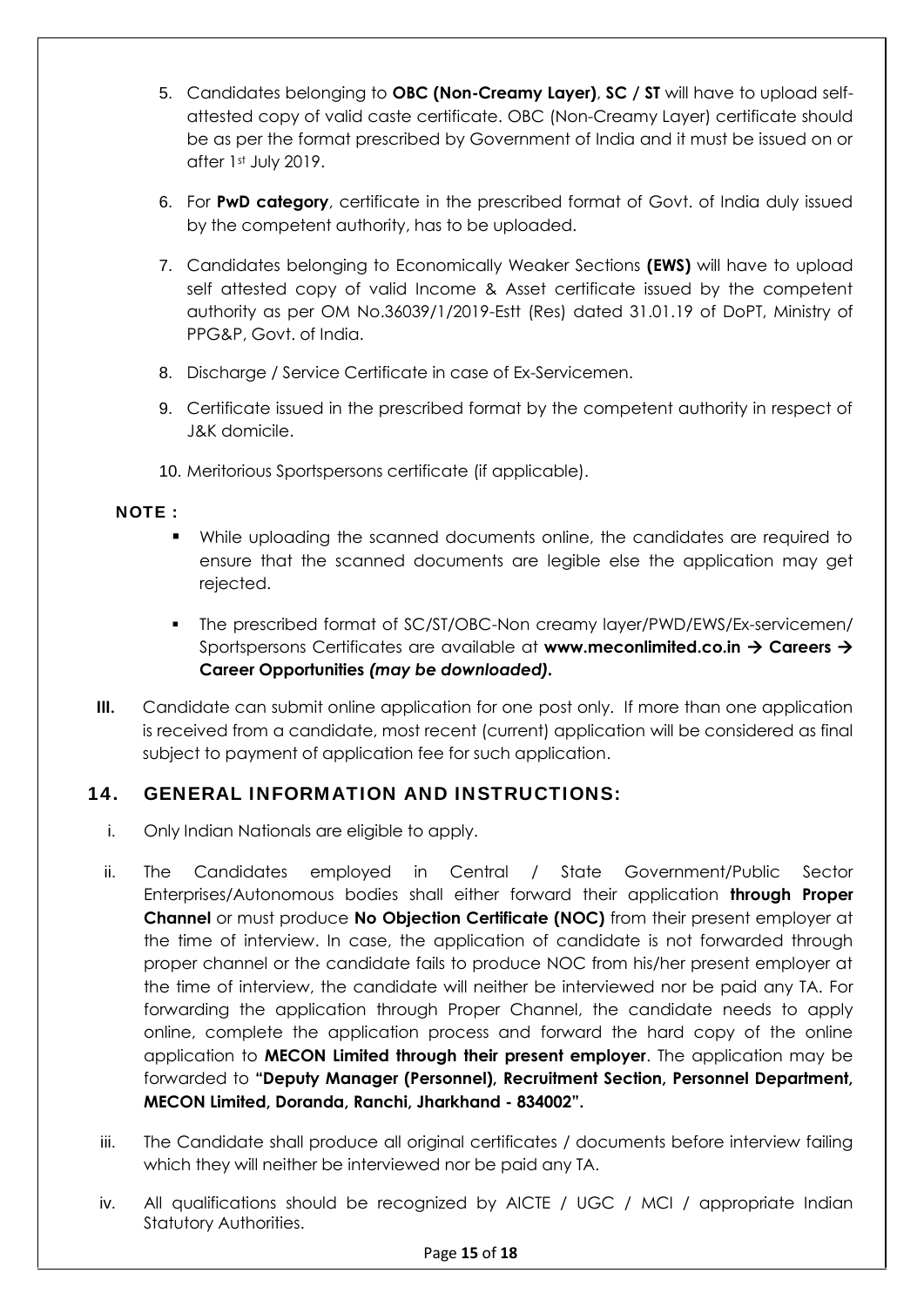5. Candidates belonging to **OBC (Non-Creamy Layer)**, **SC / ST** will have to upload self-attested copy of valid caste certificate. OBC (Non-Creamy Layer) certificate should be as per the format prescribed by Government of India and it must be issued on or after 1st July 2019.

6. For **PwD category**, certificate in the prescribed format of Govt. of India duly issued by the competent authority, has to be uploaded.

7. Candidates belonging to Economically Weaker Sections **(EWS)** will have to upload self attested copy of valid Income & Asset certificate issued by the competent authority as per OM No.36039/1/2019-Estt (Res) dated 31.01.19 of DoPT, Ministry of PPG&P, Govt. of India.

8. Discharge / Service Certificate in case of Ex-Servicemen.

9. Certificate issued in the prescribed format by the competent authority in respect of J&K domicile.

10. Meritorious Sportspersons certificate (if applicable).

**NOTE :**

- While uploading the scanned documents online, the candidates are required to ensure that the scanned documents are legible else the application may get rejected.
- The prescribed format of SC/ST/OBC-Non creamy layer/PWD/EWS/Ex-servicemen/ Sportspersons Certificates are available at **www.meconlimited.co.in → Careers → Career Opportunities** ***(may be downloaded).***

**III.** Candidate can submit online application for one post only. If more than one application is received from a candidate, most recent (current) application will be considered as final subject to payment of application fee for such application.

## 14. GENERAL INFORMATION AND INSTRUCTIONS:

i. Only Indian Nationals are eligible to apply.

ii. The Candidates employed in Central / State Government/Public Sector Enterprises/Autonomous bodies shall either forward their application **through Proper Channel** or must produce **No Objection Certificate (NOC)** from their present employer at the time of interview. In case, the application of candidate is not forwarded through proper channel or the candidate fails to produce NOC from his/her present employer at the time of interview, the candidate will neither be interviewed nor be paid any TA. For forwarding the application through Proper Channel, the candidate needs to apply online, complete the application process and forward the hard copy of the online application to **MECON Limited through their present employer**. The application may be forwarded to **"Deputy Manager (Personnel), Recruitment Section, Personnel Department, MECON Limited, Doranda, Ranchi, Jharkhand - 834002".**

iii. The Candidate shall produce all original certificates / documents before interview failing which they will neither be interviewed nor be paid any TA.

iv. All qualifications should be recognized by AICTE / UGC / MCI / appropriate Indian Statutory Authorities.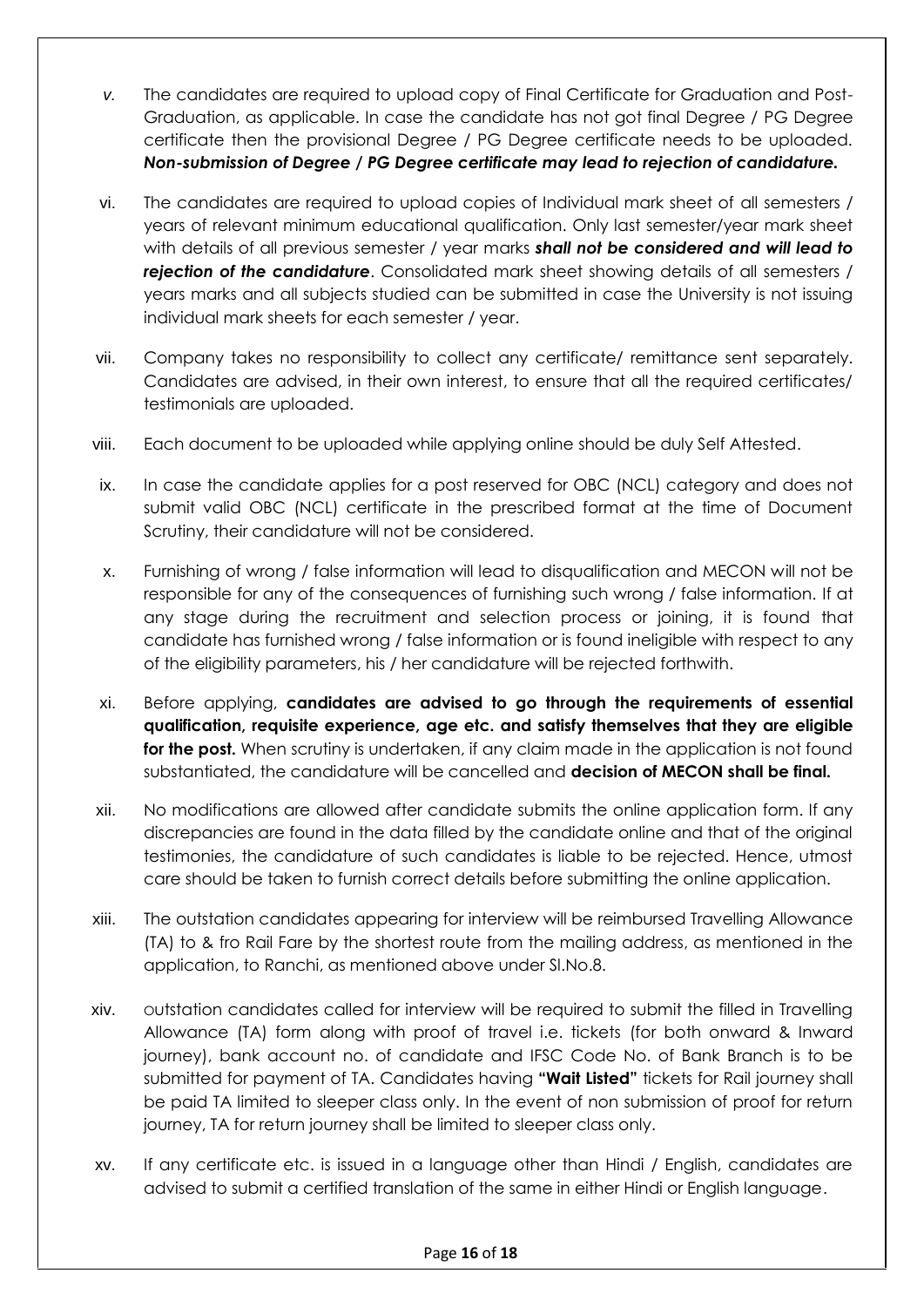v. The candidates are required to upload copy of Final Certificate for Graduation and Post-Graduation, as applicable. In case the candidate has not got final Degree / PG Degree certificate then the provisional Degree / PG Degree certificate needs to be uploaded. ***Non-submission of Degree / PG Degree certificate may lead to rejection of candidature.***

vi. The candidates are required to upload copies of Individual mark sheet of all semesters / years of relevant minimum educational qualification. Only last semester/year mark sheet with details of all previous semester / year marks ***shall not be considered and will lead to rejection of the candidature***. Consolidated mark sheet showing details of all semesters / years marks and all subjects studied can be submitted in case the University is not issuing individual mark sheets for each semester / year.

vii. Company takes no responsibility to collect any certificate/ remittance sent separately. Candidates are advised, in their own interest, to ensure that all the required certificates/ testimonials are uploaded.

viii. Each document to be uploaded while applying online should be duly Self Attested.

ix. In case the candidate applies for a post reserved for OBC (NCL) category and does not submit valid OBC (NCL) certificate in the prescribed format at the time of Document Scrutiny, their candidature will not be considered.

x. Furnishing of wrong / false information will lead to disqualification and MECON will not be responsible for any of the consequences of furnishing such wrong / false information. If at any stage during the recruitment and selection process or joining, it is found that candidate has furnished wrong / false information or is found ineligible with respect to any of the eligibility parameters, his / her candidature will be rejected forthwith.

xi. Before applying, **candidates are advised to go through the requirements of essential qualification, requisite experience, age etc. and satisfy themselves that they are eligible for the post.** When scrutiny is undertaken, if any claim made in the application is not found substantiated, the candidature will be cancelled and **decision of MECON shall be final.**

xii. No modifications are allowed after candidate submits the online application form. If any discrepancies are found in the data filled by the candidate online and that of the original testimonies, the candidature of such candidates is liable to be rejected. Hence, utmost care should be taken to furnish correct details before submitting the online application.

xiii. The outstation candidates appearing for interview will be reimbursed Travelling Allowance (TA) to & fro Rail Fare by the shortest route from the mailing address, as mentioned in the application, to Ranchi, as mentioned above under Sl.No.8.

xiv. outstation candidates called for interview will be required to submit the filled in Travelling Allowance (TA) form along with proof of travel i.e. tickets (for both onward & Inward journey), bank account no. of candidate and IFSC Code No. of Bank Branch is to be submitted for payment of TA. Candidates having **"Wait Listed"** tickets for Rail journey shall be paid TA limited to sleeper class only. In the event of non submission of proof for return journey, TA for return journey shall be limited to sleeper class only.

xv. If any certificate etc. is issued in a language other than Hindi / English, candidates are advised to submit a certified translation of the same in either Hindi or English language.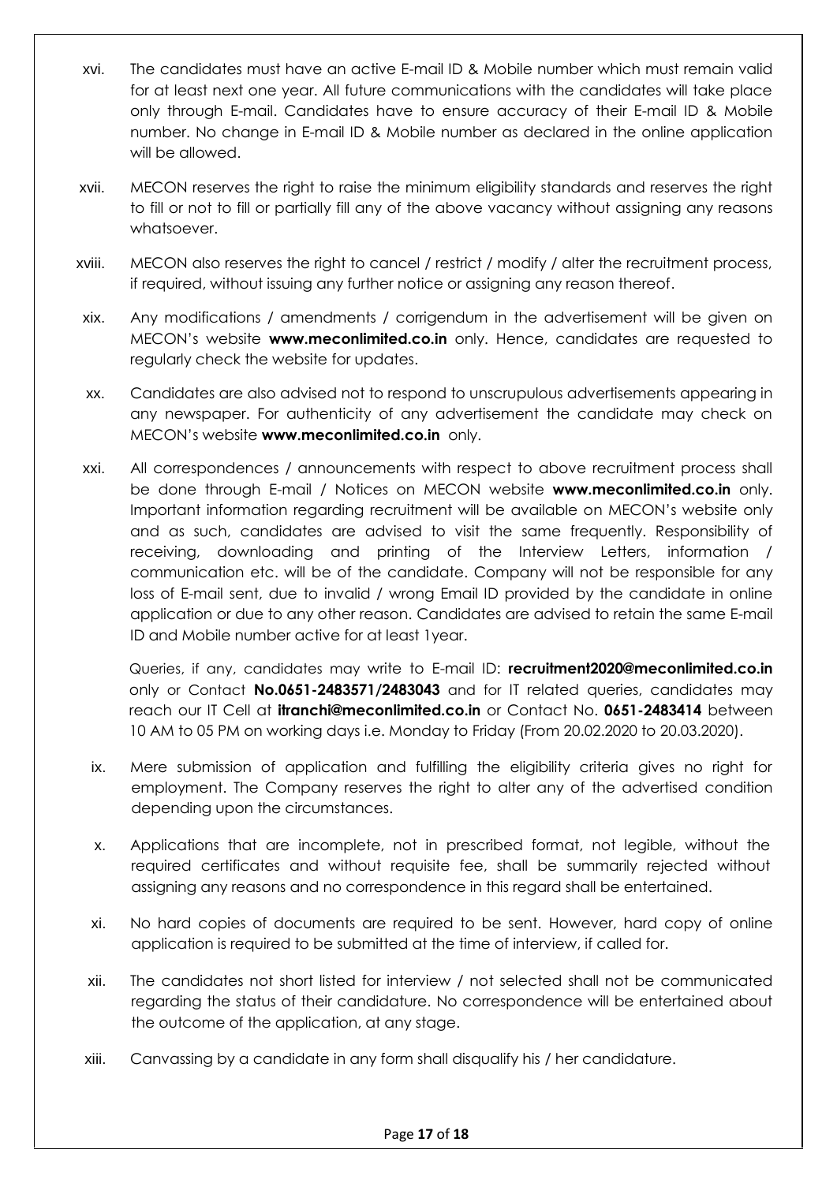xvi. The candidates must have an active E-mail ID & Mobile number which must remain valid for at least next one year. All future communications with the candidates will take place only through E-mail. Candidates have to ensure accuracy of their E-mail ID & Mobile number. No change in E-mail ID & Mobile number as declared in the online application will be allowed.

xvii. MECON reserves the right to raise the minimum eligibility standards and reserves the right to fill or not to fill or partially fill any of the above vacancy without assigning any reasons whatsoever.

xviii. MECON also reserves the right to cancel / restrict / modify / alter the recruitment process, if required, without issuing any further notice or assigning any reason thereof.

xix. Any modifications / amendments / corrigendum in the advertisement will be given on MECON's website **www.meconlimited.co.in** only. Hence, candidates are requested to regularly check the website for updates.

xx. Candidates are also advised not to respond to unscrupulous advertisements appearing in any newspaper. For authenticity of any advertisement the candidate may check on MECON's website **www.meconlimited.co.in** only.

xxi. All correspondences / announcements with respect to above recruitment process shall be done through E-mail / Notices on MECON website **www.meconlimited.co.in** only. Important information regarding recruitment will be available on MECON's website only and as such, candidates are advised to visit the same frequently. Responsibility of receiving, downloading and printing of the Interview Letters, information / communication etc. will be of the candidate. Company will not be responsible for any loss of E-mail sent, due to invalid / wrong Email ID provided by the candidate in online application or due to any other reason. Candidates are advised to retain the same E-mail ID and Mobile number active for at least 1year.

Queries, if any, candidates may write to E-mail ID: **recruitment2020@meconlimited.co.in** only or Contact **No.0651-2483571/2483043** and for IT related queries, candidates may reach our IT Cell at **itranchi@meconlimited.co.in** or Contact No. **0651-2483414** between 10 AM to 05 PM on working days i.e. Monday to Friday (From 20.02.2020 to 20.03.2020).

ix. Mere submission of application and fulfilling the eligibility criteria gives no right for employment. The Company reserves the right to alter any of the advertised condition depending upon the circumstances.

x. Applications that are incomplete, not in prescribed format, not legible, without the required certificates and without requisite fee, shall be summarily rejected without assigning any reasons and no correspondence in this regard shall be entertained.

xi. No hard copies of documents are required to be sent. However, hard copy of online application is required to be submitted at the time of interview, if called for.

xii. The candidates not short listed for interview / not selected shall not be communicated regarding the status of their candidature. No correspondence will be entertained about the outcome of the application, at any stage.

xiii. Canvassing by a candidate in any form shall disqualify his / her candidature.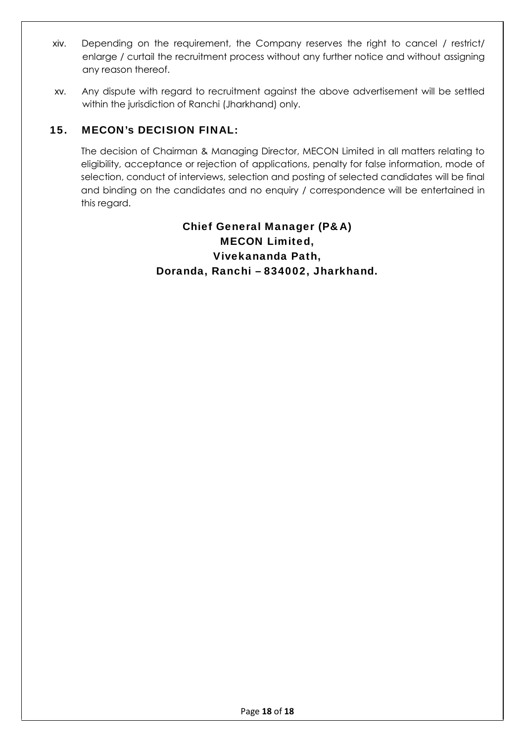xiv. Depending on the requirement, the Company reserves the right to cancel / restrict/ enlarge / curtail the recruitment process without any further notice and without assigning any reason thereof.

xv. Any dispute with regard to recruitment against the above advertisement will be settled within the jurisdiction of Ranchi (Jharkhand) only.

## 15. MECON's DECISION FINAL:

The decision of Chairman & Managing Director, MECON Limited in all matters relating to eligibility, acceptance or rejection of applications, penalty for false information, mode of selection, conduct of interviews, selection and posting of selected candidates will be final and binding on the candidates and no enquiry / correspondence will be entertained in this regard.

**Chief General Manager (P&A)**
**MECON Limited,**
**Vivekananda Path,**
**Doranda, Ranchi – 834002, Jharkhand.**